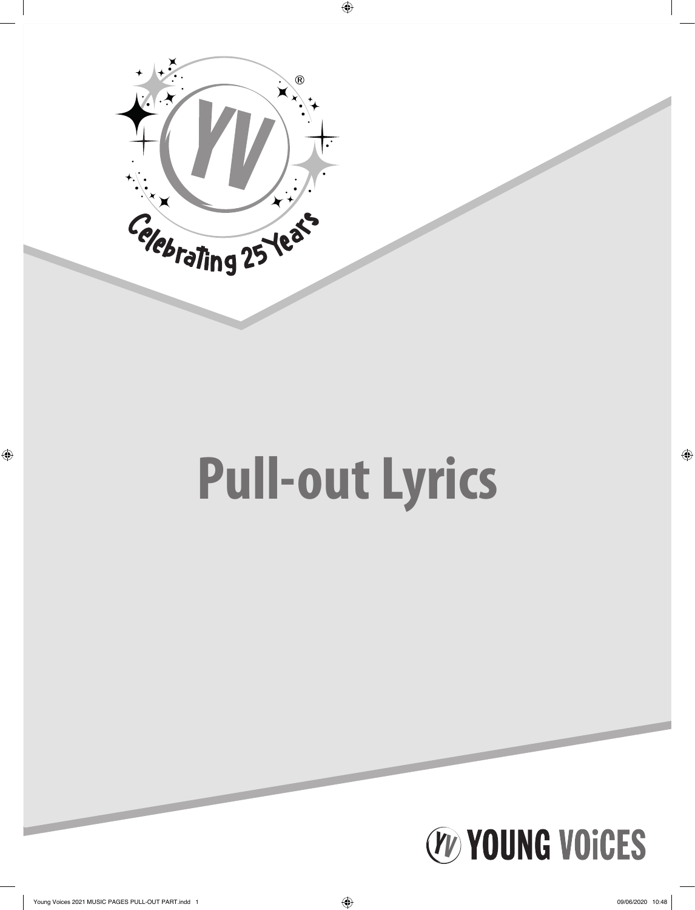Celebrating 25 Years

# Pull-out Lyrics

YOUNG VOiCES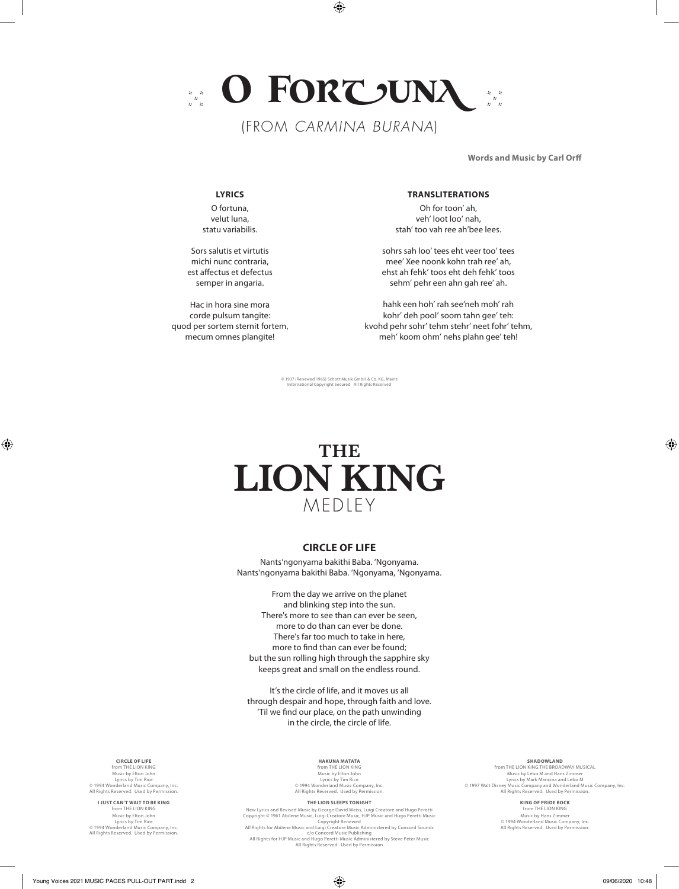# O FORTUNA

## (FROM *CARMINA BURANA*)

**Words and Music by Carl Orff**

**LYRICS**

O fortuna,
velut luna,
statu variabilis.

Sors salutis et virtutis
michi nunc contraria,
est affectus et defectus
semper in angaria.

Hac in hora sine mora
corde pulsum tangite:
quod per sortem sternit fortem,
mecum omnes plangite!

**TRANSLITERATIONS**

Oh for toon' ah,
veh' loot loo' nah,
stah' too vah ree ah'bee lees.

sohrs sah loo' tees eht veer too' tees
mee' Xee noonk kohn trah ree' ah,
ehst ah fehk' toos eht deh fehk' toos
sehm' pehr een ahn gah ree' ah.

hahk een hoh' rah see'neh moh' rah
kohr' deh pool' soom tahn gee' teh:
kvohd pehr sohr' tehm stehr' neet fohr' tehm,
meh' koom ohm' nehs plahn gee' teh!

© 1937 (Renewed 1965) Schott Musik GmbH & Co. KG, Mainz
International Copyright Secured All Rights Reserved

# THE LION KING MEDLEY

## CIRCLE OF LIFE

Nants'ngonyama bakithi Baba. 'Ngonyama.
Nants'ngonyama bakithi Baba. 'Ngonyama, 'Ngonyama.

From the day we arrive on the planet
and blinking step into the sun.
There's more to see than can ever be seen,
more to do than can ever be done.
There's far too much to take in here,
more to find than can ever be found;
but the sun rolling high through the sapphire sky
keeps great and small on the endless round.

It's the circle of life, and it moves us all
through despair and hope, through faith and love.
'Til we find our place, on the path unwinding
in the circle, the circle of life.

**CIRCLE OF LIFE**
from THE LION KING
Music by Elton John
Lyrics by Tim Rice
© 1994 Wonderland Music Company, Inc.
All Rights Reserved. Used by Permission.

**I JUST CAN'T WAIT TO BE KING**
from THE LION KING
Music by Elton John
Lyrics by Tim Rice
© 1994 Wonderland Music Company, Inc.
All Rights Reserved. Used by Permission.

**HAKUNA MATATA**
from THE LION KING
Music by Elton John
Lyrics by Tim Rice
© 1994 Wonderland Music Company, Inc.
All Rights Reserved. Used by Permission.

**THE LION SLEEPS TONIGHT**
New Lyrics and Revised Music by George David Weiss, Luigi Creatore and Hugo Peretti
Copyright © 1961 Abilene Music, Luigi Creatore Music, HJP Music and Hugo Peretti Music
Copyright Renewed
All Rights for Abilene Music and Luigi Creatore Music Administered by Concord Sounds
c/o Concord Music Publishing
All Rights for HJP Music and Hugo Peretti Music Administered by Steve Peter Music
All Rights Reserved Used by Permission

**SHADOWLAND**
from THE LION KING THE BROADWAY MUSICAL
Music by Lebo M and Hans Zimmer
Lyrics by Mark Mancina and Lebo M
© 1997 Walt Disney Music Company and Wonderland Music Company, Inc.
All Rights Reserved. Used by Permission.

**KING OF PRIDE ROCK**
from THE LION KING
Music by Hans Zimmer
© 1994 Wonderland Music Company, Inc.
All Rights Reserved. Used by Permission.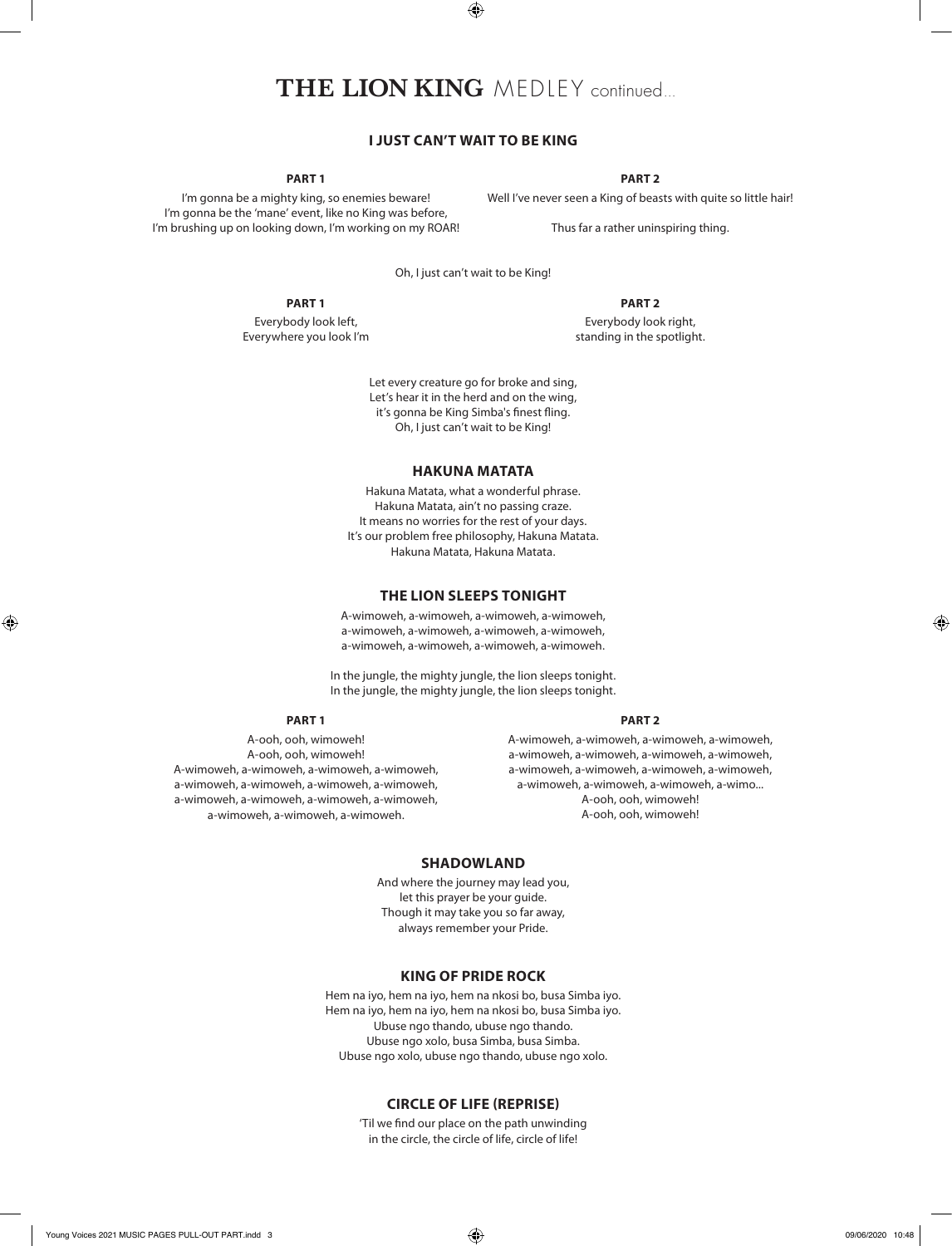# THE LION KING MEDLEY continued...

## I JUST CAN'T WAIT TO BE KING

**PART 1**

I'm gonna be a mighty king, so enemies beware!
I'm gonna be the 'mane' event, like no King was before,
I'm brushing up on looking down, I'm working on my ROAR!

**PART 2**

Well I've never seen a King of beasts with quite so little hair!

Thus far a rather uninspiring thing.

Oh, I just can't wait to be King!

**PART 1**

Everybody look left,
Everywhere you look I'm

**PART 2**

Everybody look right,
standing in the spotlight.

Let every creature go for broke and sing,
Let's hear it in the herd and on the wing,
it's gonna be King Simba's finest fling.
Oh, I just can't wait to be King!

## HAKUNA MATATA

Hakuna Matata, what a wonderful phrase.
Hakuna Matata, ain't no passing craze.
It means no worries for the rest of your days.
It's our problem free philosophy, Hakuna Matata.
Hakuna Matata, Hakuna Matata.

## THE LION SLEEPS TONIGHT

A-wimoweh, a-wimoweh, a-wimoweh, a-wimoweh,
a-wimoweh, a-wimoweh, a-wimoweh, a-wimoweh,
a-wimoweh, a-wimoweh, a-wimoweh, a-wimoweh.

In the jungle, the mighty jungle, the lion sleeps tonight.
In the jungle, the mighty jungle, the lion sleeps tonight.

**PART 1**

A-ooh, ooh, wimoweh!
A-ooh, ooh, wimoweh!
A-wimoweh, a-wimoweh, a-wimoweh, a-wimoweh,
a-wimoweh, a-wimoweh, a-wimoweh, a-wimoweh,
a-wimoweh, a-wimoweh, a-wimoweh, a-wimoweh,
a-wimoweh, a-wimoweh, a-wimoweh.

**PART 2**

A-wimoweh, a-wimoweh, a-wimoweh, a-wimoweh,
a-wimoweh, a-wimoweh, a-wimoweh, a-wimoweh,
a-wimoweh, a-wimoweh, a-wimoweh, a-wimoweh,
a-wimoweh, a-wimoweh, a-wimoweh, a-wimo...
A-ooh, ooh, wimoweh!
A-ooh, ooh, wimoweh!

## SHADOWLAND

And where the journey may lead you,
let this prayer be your guide.
Though it may take you so far away,
always remember your Pride.

## KING OF PRIDE ROCK

Hem na iyo, hem na iyo, hem na nkosi bo, busa Simba iyo.
Hem na iyo, hem na iyo, hem na nkosi bo, busa Simba iyo.
Ubuse ngo thando, ubuse ngo thando.
Ubuse ngo xolo, busa Simba, busa Simba.
Ubuse ngo xolo, ubuse ngo thando, ubuse ngo xolo.

## CIRCLE OF LIFE (REPRISE)

'Til we find our place on the path unwinding
in the circle, the circle of life, circle of life!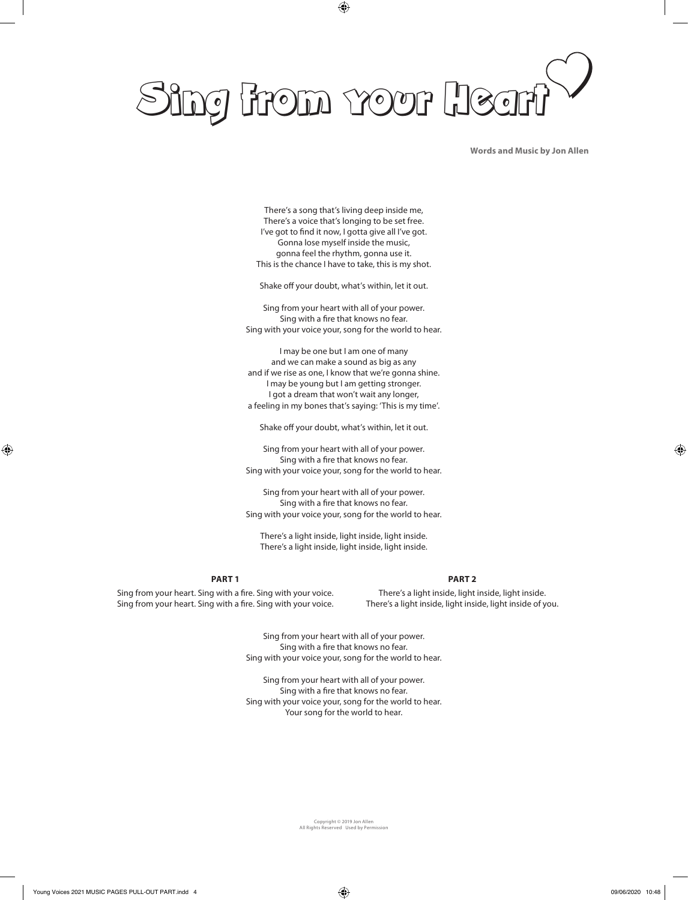# Sing from your Heart

**Words and Music by Jon Allen**

There's a song that's living deep inside me,
There's a voice that's longing to be set free.
I've got to find it now, I gotta give all I've got.
Gonna lose myself inside the music,
gonna feel the rhythm, gonna use it.
This is the chance I have to take, this is my shot.

Shake off your doubt, what's within, let it out.

Sing from your heart with all of your power.
Sing with a fire that knows no fear.
Sing with your voice your, song for the world to hear.

I may be one but I am one of many
and we can make a sound as big as any
and if we rise as one, I know that we're gonna shine.
I may be young but I am getting stronger.
I got a dream that won't wait any longer,
a feeling in my bones that's saying: 'This is my time'.

Shake off your doubt, what's within, let it out.

Sing from your heart with all of your power.
Sing with a fire that knows no fear.
Sing with your voice your, song for the world to hear.

Sing from your heart with all of your power.
Sing with a fire that knows no fear.
Sing with your voice your, song for the world to hear.

There's a light inside, light inside, light inside.
There's a light inside, light inside, light inside.

**PART 1**

Sing from your heart. Sing with a fire. Sing with your voice.
Sing from your heart. Sing with a fire. Sing with your voice.

**PART 2**

There's a light inside, light inside, light inside.
There's a light inside, light inside, light inside of you.

Sing from your heart with all of your power.
Sing with a fire that knows no fear.
Sing with your voice your, song for the world to hear.

Sing from your heart with all of your power.
Sing with a fire that knows no fear.
Sing with your voice your, song for the world to hear.
Your song for the world to hear.

Copyright © 2019 Jon Allen
All Rights Reserved Used by Permission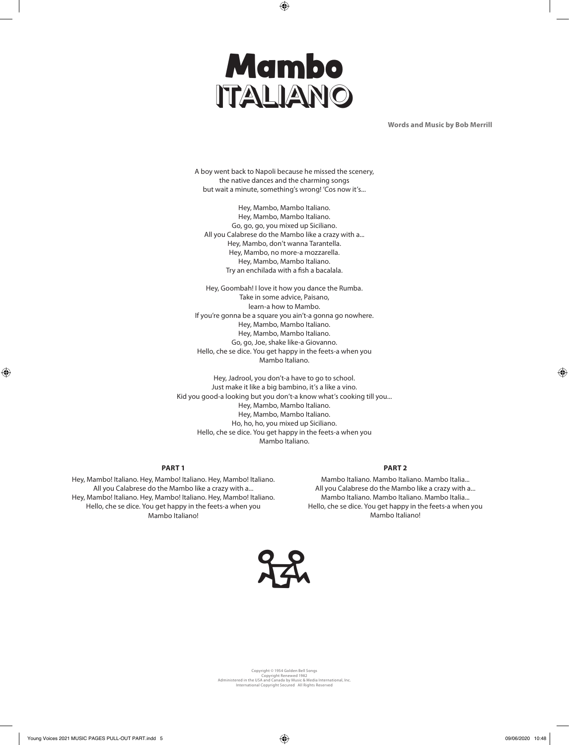# Mambo ITALIANO

**Words and Music by Bob Merrill**

A boy went back to Napoli because he missed the scenery,
the native dances and the charming songs
but wait a minute, something's wrong! 'Cos now it's...

Hey, Mambo, Mambo Italiano.
Hey, Mambo, Mambo Italiano.
Go, go, go, you mixed up Siciliano.
All you Calabrese do the Mambo like a crazy with a...
Hey, Mambo, don't wanna Tarantella.
Hey, Mambo, no more-a mozzarella.
Hey, Mambo, Mambo Italiano.
Try an enchilada with a fish a bacalala.

Hey, Goombah! I love it how you dance the Rumba.
Take in some advice, Paisano,
learn-a how to Mambo.
If you're gonna be a square you ain't-a gonna go nowhere.
Hey, Mambo, Mambo Italiano.
Hey, Mambo, Mambo Italiano.
Go, go, Joe, shake like-a Giovanno.
Hello, che se dice. You get happy in the feets-a when you
Mambo Italiano.

Hey, Jadrool, you don't-a have to go to school.
Just make it like a big bambino, it's a like a vino.
Kid you good-a looking but you don't-a know what's cooking till you...
Hey, Mambo, Mambo Italiano.
Hey, Mambo, Mambo Italiano.
Ho, ho, ho, you mixed up Siciliano.
Hello, che se dice. You get happy in the feets-a when you
Mambo Italiano.

**PART 1**

Hey, Mambo! Italiano. Hey, Mambo! Italiano. Hey, Mambo! Italiano.
All you Calabrese do the Mambo like a crazy with a...
Hey, Mambo! Italiano. Hey, Mambo! Italiano. Hey, Mambo! Italiano.
Hello, che se dice. You get happy in the feets-a when you
Mambo Italiano!

**PART 2**

Mambo Italiano. Mambo Italiano. Mambo Italia...
All you Calabrese do the Mambo like a crazy with a...
Mambo Italiano. Mambo Italiano. Mambo Italia...
Hello, che se dice. You get happy in the feets-a when you
Mambo Italiano!

Copyright © 1954 Golden Bell Songs
Copyright Renewed 1982
Administered in the USA and Canada by Music & Media International, Inc.
International Copyright Secured All Rights Reserved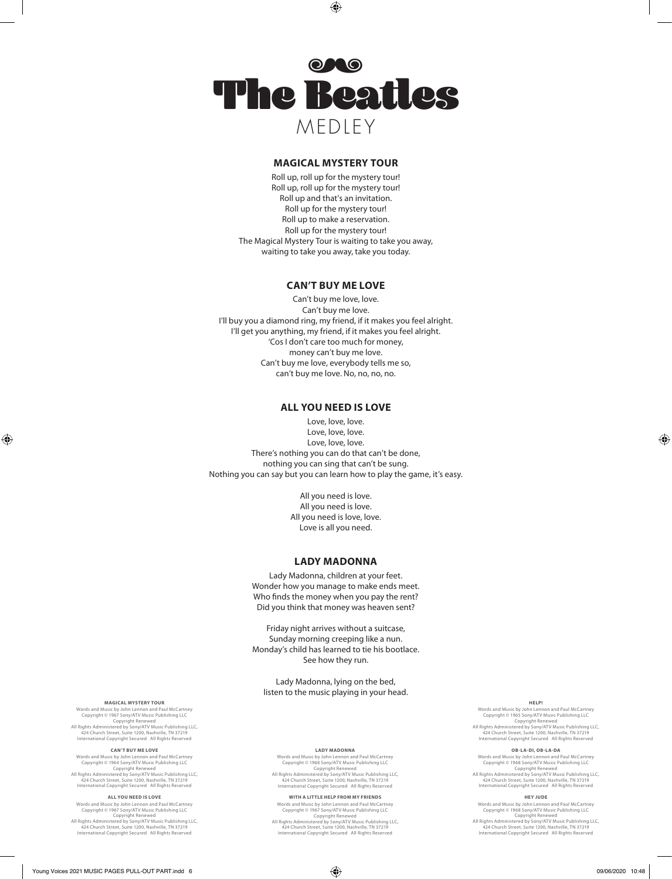# The Beatles

MEDLEY

## MAGICAL MYSTERY TOUR

Roll up, roll up for the mystery tour!
Roll up, roll up for the mystery tour!
Roll up and that's an invitation.
Roll up for the mystery tour!
Roll up to make a reservation.
Roll up for the mystery tour!
The Magical Mystery Tour is waiting to take you away,
waiting to take you away, take you today.

## CAN'T BUY ME LOVE

Can't buy me love, love.
Can't buy me love.
I'll buy you a diamond ring, my friend, if it makes you feel alright.
I'll get you anything, my friend, if it makes you feel alright.
'Cos I don't care too much for money,
money can't buy me love.
Can't buy me love, everybody tells me so,
can't buy me love. No, no, no, no.

## ALL YOU NEED IS LOVE

Love, love, love.
Love, love, love.
Love, love, love.
There's nothing you can do that can't be done,
nothing you can sing that can't be sung.
Nothing you can say but you can learn how to play the game, it's easy.

All you need is love.
All you need is love.
All you need is love, love.
Love is all you need.

## LADY MADONNA

Lady Madonna, children at your feet.
Wonder how you manage to make ends meet.
Who finds the money when you pay the rent?
Did you think that money was heaven sent?

Friday night arrives without a suitcase,
Sunday morning creeping like a nun.
Monday's child has learned to tie his bootlace.
See how they run.

Lady Madonna, lying on the bed,
listen to the music playing in your head.

**MAGICAL MYSTERY TOUR**
Words and Music by John Lennon and Paul McCartney
Copyright © 1967 Sony/ATV Music Publishing LLC
Copyright Renewed
All Rights Administered by Sony/ATV Music Publishing LLC,
424 Church Street, Suite 1200, Nashville, TN 37219
International Copyright Secured All Rights Reserved

**CAN'T BUY ME LOVE**
Words and Music by John Lennon and Paul McCartney
Copyright © 1964 Sony/ATV Music Publishing LLC
Copyright Renewed
All Rights Administered by Sony/ATV Music Publishing LLC,
424 Church Street, Suite 1200, Nashville, TN 37219
International Copyright Secured All Rights Reserved

**ALL YOU NEED IS LOVE**
Words and Music by John Lennon and Paul McCartney
Copyright © 1967 Sony/ATV Music Publishing LLC
Copyright Renewed
All Rights Administered by Sony/ATV Music Publishing LLC,
424 Church Street, Suite 1200, Nashville, TN 37219
International Copyright Secured All Rights Reserved

**LADY MADONNA**
Words and Music by John Lennon and Paul McCartney
Copyright © 1968 Sony/ATV Music Publishing LLC
Copyright Renewed
All Rights Administered by Sony/ATV Music Publishing LLC,
424 Church Street, Suite 1200, Nashville, TN 37219
International Copyright Secured All Rights Reserved

**WITH A LITTLE HELP FROM MY FRIENDS**
Words and Music by John Lennon and Paul McCartney
Copyright © 1967 Sony/ATV Music Publishing LLC
Copyright Renewed
All Rights Administered by Sony/ATV Music Publishing LLC,
424 Church Street, Suite 1200, Nashville, TN 37219
International Copyright Secured All Rights Reserved

**HELP!**
Words and Music by John Lennon and Paul McCartney
Copyright © 1965 Sony/ATV Music Publishing LLC
Copyright Renewed
All Rights Administered by Sony/ATV Music Publishing LLC,
424 Church Street, Suite 1200, Nashville, TN 37219
International Copyright Secured All Rights Reserved

**OB-LA-DI, OB-LA-DA**
Words and Music by John Lennon and Paul McCartney
Copyright © 1968 Sony/ATV Music Publishing LLC
Copyright Renewed
All Rights Administered by Sony/ATV Music Publishing LLC,
424 Church Street, Suite 1200, Nashville, TN 37219
International Copyright Secured All Rights Reserved

**HEY JUDE**
Words and Music by John Lennon and Paul McCartney
Copyright © 1968 Sony/ATV Music Publishing LLC
Copyright Renewed
All Rights Administered by Sony/ATV Music Publishing LLC,
424 Church Street, Suite 1200, Nashville, TN 37219
International Copyright Secured All Rights Reserved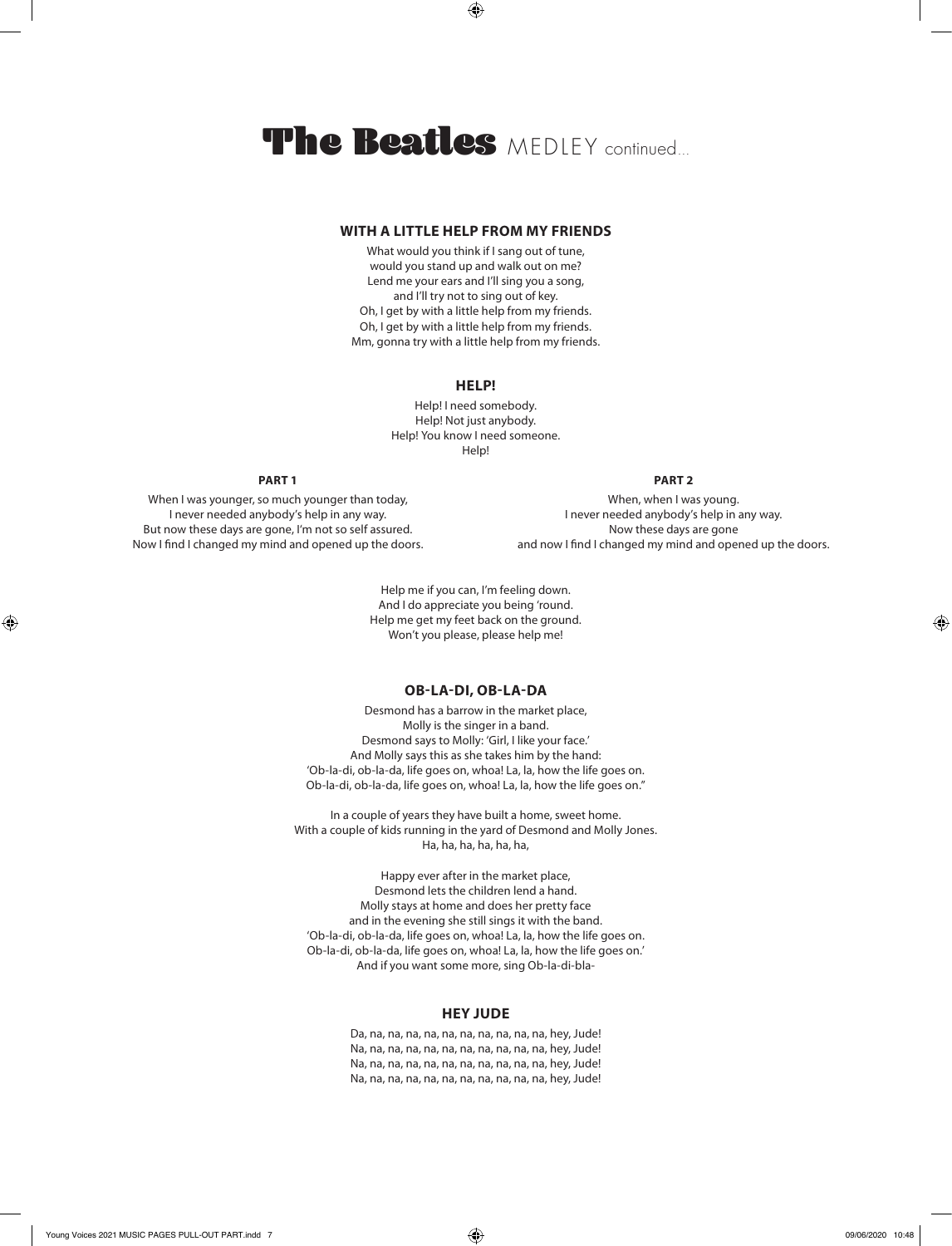# The Beatles MEDLEY continued...

## WITH A LITTLE HELP FROM MY FRIENDS

What would you think if I sang out of tune,
would you stand up and walk out on me?
Lend me your ears and I'll sing you a song,
and I'll try not to sing out of key.
Oh, I get by with a little help from my friends.
Oh, I get by with a little help from my friends.
Mm, gonna try with a little help from my friends.

## HELP!

Help! I need somebody.
Help! Not just anybody.
Help! You know I need someone.
Help!

### PART 1

When I was younger, so much younger than today,
I never needed anybody's help in any way.
But now these days are gone, I'm not so self assured.
Now I find I changed my mind and opened up the doors.

### PART 2

When, when I was young.
I never needed anybody's help in any way.
Now these days are gone
and now I find I changed my mind and opened up the doors.

Help me if you can, I'm feeling down.
And I do appreciate you being 'round.
Help me get my feet back on the ground.
Won't you please, please help me!

## OB-LA-DI, OB-LA-DA

Desmond has a barrow in the market place,
Molly is the singer in a band.
Desmond says to Molly: 'Girl, I like your face.'
And Molly says this as she takes him by the hand:
'Ob-la-di, ob-la-da, life goes on, whoa! La, la, how the life goes on.
Ob-la-di, ob-la-da, life goes on, whoa! La, la, how the life goes on."

In a couple of years they have built a home, sweet home.
With a couple of kids running in the yard of Desmond and Molly Jones.
Ha, ha, ha, ha, ha, ha,

Happy ever after in the market place,
Desmond lets the children lend a hand.
Molly stays at home and does her pretty face
and in the evening she still sings it with the band.
'Ob-la-di, ob-la-da, life goes on, whoa! La, la, how the life goes on.
Ob-la-di, ob-la-da, life goes on, whoa! La, la, how the life goes on.'
And if you want some more, sing Ob-la-di-bla-

## HEY JUDE

Da, na, na, na, na, na, na, na, na, na, na, na, hey, Jude!
Na, na, na, na, na, na, na, na, na, na, na, na, hey, Jude!
Na, na, na, na, na, na, na, na, na, na, na, na, hey, Jude!
Na, na, na, na, na, na, na, na, na, na, na, na, hey, Jude!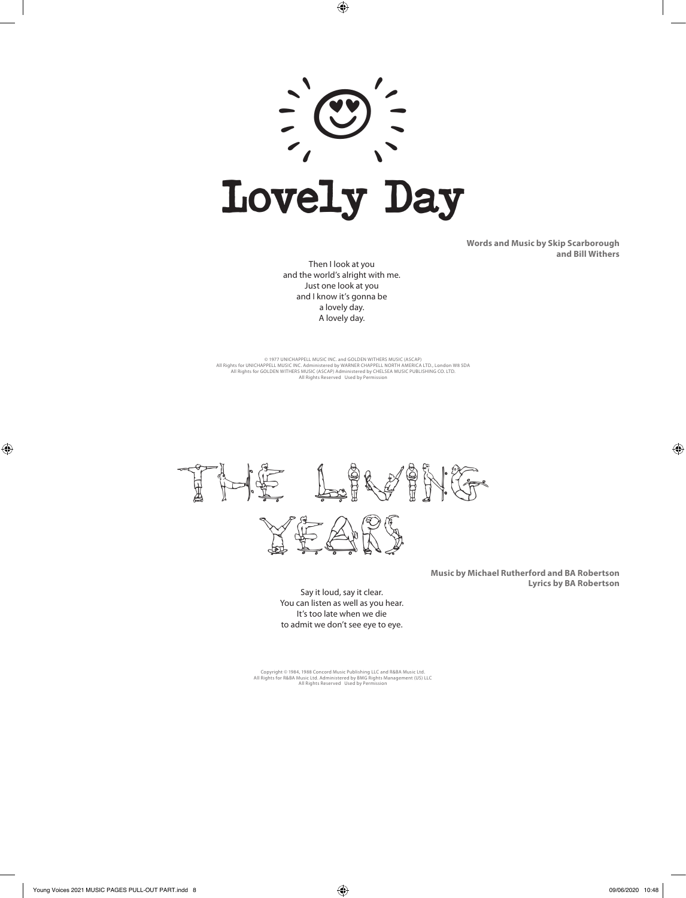# Lovely Day

**Words and Music by Skip Scarborough and Bill Withers**

Then I look at you  
and the world's alright with me.  
Just one look at you  
and I know it's gonna be  
a lovely day.  
A lovely day.

© 1977 UNICHAPPELL MUSIC INC. and GOLDEN WITHERS MUSIC (ASCAP)  
All Rights for UNICHAPPELL MUSIC INC. Administered by WARNER CHAPPELL NORTH AMERICA LTD., London W8 5DA  
All Rights for GOLDEN WITHERS MUSIC (ASCAP) Administered by CHELSEA MUSIC PUBLISHING CO. LTD.  
All Rights Reserved Used by Permission

# The Living Years

**Music by Michael Rutherford and BA Robertson**  
**Lyrics by BA Robertson**

Say it loud, say it clear.  
You can listen as well as you hear.  
It's too late when we die  
to admit we don't see eye to eye.

Copyright © 1984, 1988 Concord Music Publishing LLC and R&BA Music Ltd.  
All Rights for R&BA Music Ltd. Administered by BMG Rights Management (US) LLC  
All Rights Reserved Used by Permission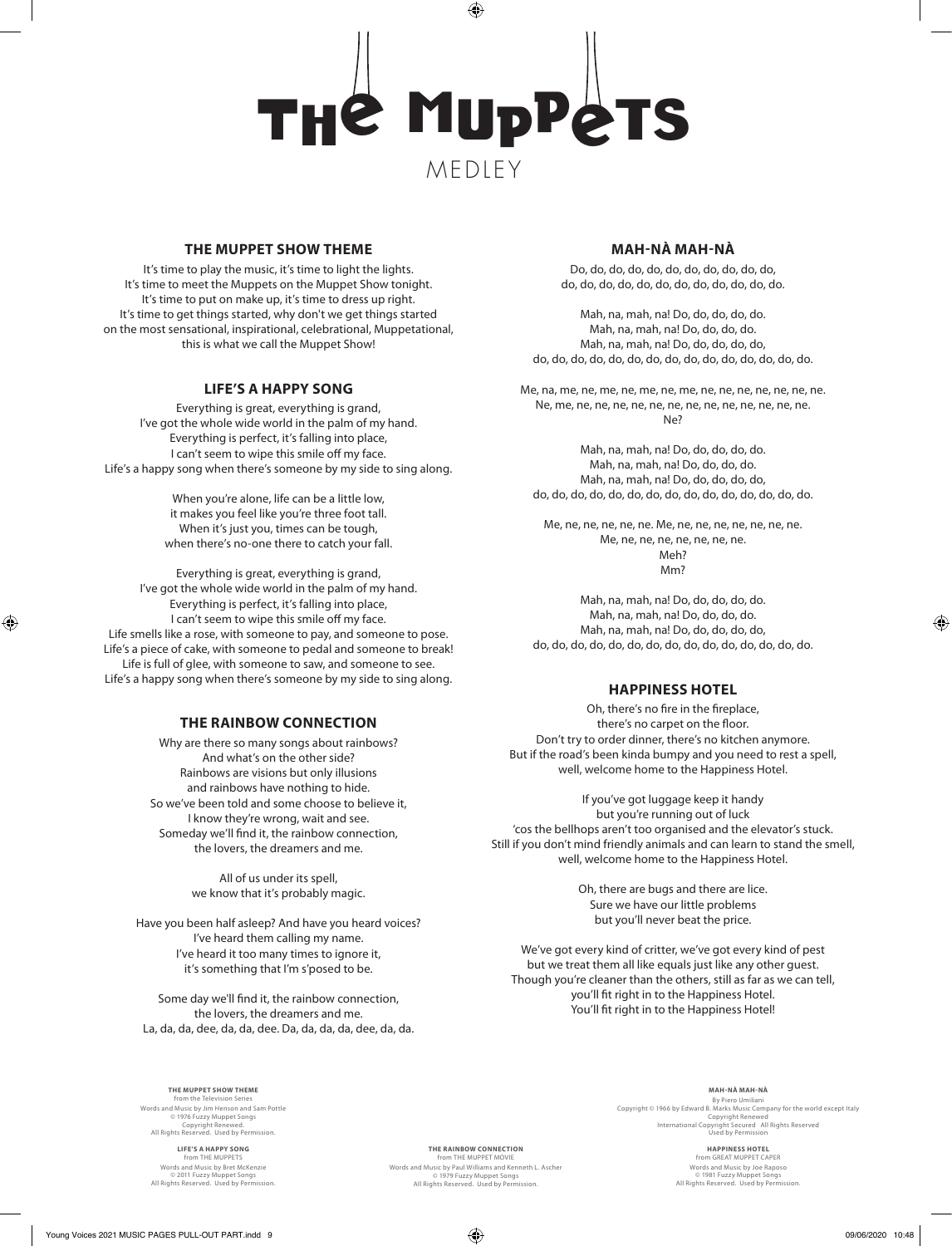# The Muppets

MEDLEY

## THE MUPPET SHOW THEME

It's time to play the music, it's time to light the lights.
It's time to meet the Muppets on the Muppet Show tonight.
It's time to put on make up, it's time to dress up right.
It's time to get things started, why don't we get things started
on the most sensational, inspirational, celebrational, Muppetational,
this is what we call the Muppet Show!

## LIFE'S A HAPPY SONG

Everything is great, everything is grand,
I've got the whole wide world in the palm of my hand.
Everything is perfect, it's falling into place,
I can't seem to wipe this smile off my face.
Life's a happy song when there's someone by my side to sing along.

When you're alone, life can be a little low,
it makes you feel like you're three foot tall.
When it's just you, times can be tough,
when there's no-one there to catch your fall.

Everything is great, everything is grand,
I've got the whole wide world in the palm of my hand.
Everything is perfect, it's falling into place,
I can't seem to wipe this smile off my face.
Life smells like a rose, with someone to pay, and someone to pose.
Life's a piece of cake, with someone to pedal and someone to break!
Life is full of glee, with someone to saw, and someone to see.
Life's a happy song when there's someone by my side to sing along.

## THE RAINBOW CONNECTION

Why are there so many songs about rainbows?
And what's on the other side?
Rainbows are visions but only illusions
and rainbows have nothing to hide.
So we've been told and some choose to believe it,
I know they're wrong, wait and see.
Someday we'll find it, the rainbow connection,
the lovers, the dreamers and me.

All of us under its spell,
we know that it's probably magic.

Have you been half asleep? And have you heard voices?
I've heard them calling my name.
I've heard it too many times to ignore it,
it's something that I'm s'posed to be.

Some day we'll find it, the rainbow connection,
the lovers, the dreamers and me.
La, da, da, dee, da, da, dee. Da, da, da, da, dee, da, da.

## MAH-NÀ MAH-NÀ

Do, do, do, do, do, do, do, do, do, do, do,
do, do, do, do, do, do, do, do, do, do, do, do.

Mah, na, mah, na! Do, do, do, do, do.
Mah, na, mah, na! Do, do, do, do.
Mah, na, mah, na! Do, do, do, do, do,
do, do, do, do, do, do, do, do, do, do, do, do, do, do, do.

Me, na, me, ne, me, ne, me, ne, me, ne, ne, ne, ne, ne, ne, ne.
Ne, me, ne, ne, ne, ne, ne, ne, ne, ne, ne, ne, ne, ne, ne.
Ne?

Mah, na, mah, na! Do, do, do, do, do.
Mah, na, mah, na! Do, do, do, do.
Mah, na, mah, na! Do, do, do, do, do,
do, do, do, do, do, do, do, do, do, do, do, do, do, do, do.

Me, ne, ne, ne, ne, ne. Me, ne, ne, ne, ne, ne, ne, ne.
Me, ne, ne, ne, ne, ne, ne.
Meh?
Mm?

Mah, na, mah, na! Do, do, do, do, do.
Mah, na, mah, na! Do, do, do, do.
Mah, na, mah, na! Do, do, do, do, do,
do, do, do, do, do, do, do, do, do, do, do, do, do, do, do.

## HAPPINESS HOTEL

Oh, there's no fire in the fireplace,
there's no carpet on the floor.
Don't try to order dinner, there's no kitchen anymore.
But if the road's been kinda bumpy and you need to rest a spell,
well, welcome home to the Happiness Hotel.

If you've got luggage keep it handy
but you're running out of luck
'cos the bellhops aren't too organised and the elevator's stuck.
Still if you don't mind friendly animals and can learn to stand the smell,
well, welcome home to the Happiness Hotel.

Oh, there are bugs and there are lice.
Sure we have our little problems
but you'll never beat the price.

We've got every kind of critter, we've got every kind of pest
but we treat them all like equals just like any other guest.
Though you're cleaner than the others, still as far as we can tell,
you'll fit right in to the Happiness Hotel.
You'll fit right in to the Happiness Hotel!

**THE MUPPET SHOW THEME**
from the Television Series
Words and Music by Jim Henson and Sam Pottle
© 1976 Fuzzy Muppet Songs
Copyright Renewed.
All Rights Reserved. Used by Permission.

**LIFE'S A HAPPY SONG**
from THE MUPPETS
Words and Music by Bret McKenzie
© 2011 Fuzzy Muppet Songs
All Rights Reserved. Used by Permission.

**THE RAINBOW CONNECTION**
from THE MUPPET MOVIE
Words and Music by Paul Williams and Kenneth L. Ascher
© 1979 Fuzzy Muppet Songs
All Rights Reserved. Used by Permission.

**MAH-NÀ MAH-NÀ**
By Piero Umiliani
Copyright © 1966 by Edward B. Marks Music Company for the world except Italy
Copyright Renewed
International Copyright Secured All Rights Reserved
Used by Permission

**HAPPINESS HOTEL**
from GREAT MUPPET CAPER
Words and Music by Joe Raposo
© 1981 Fuzzy Muppet Songs
All Rights Reserved. Used by Permission.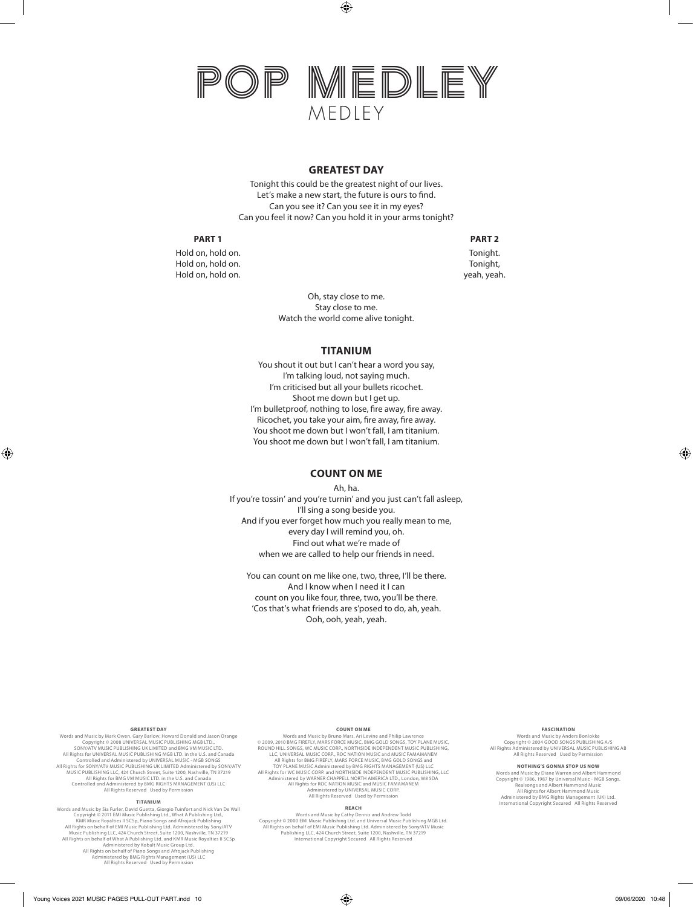# POP MEDLEY

MEDLEY

## GREATEST DAY

Tonight this could be the greatest night of our lives.
Let's make a new start, the future is ours to find.
Can you see it? Can you see it in my eyes?
Can you feel it now? Can you hold it in your arms tonight?

**PART 1**

Hold on, hold on.
Hold on, hold on.
Hold on, hold on.

**PART 2**

Tonight.
Tonight,
yeah, yeah.

Oh, stay close to me.
Stay close to me.
Watch the world come alive tonight.

## TITANIUM

You shout it out but I can't hear a word you say,
I'm talking loud, not saying much.
I'm criticised but all your bullets ricochet.
Shoot me down but I get up.
I'm bulletproof, nothing to lose, fire away, fire away.
Ricochet, you take your aim, fire away, fire away.
You shoot me down but I won't fall, I am titanium.
You shoot me down but I won't fall, I am titanium.

## COUNT ON ME

Ah, ha.
If you're tossin' and you're turnin' and you just can't fall asleep,
I'll sing a song beside you.
And if you ever forget how much you really mean to me,
every day I will remind you, oh.
Find out what we're made of
when we are called to help our friends in need.

You can count on me like one, two, three, I'll be there.
And I know when I need it I can
count on you like four, three, two, you'll be there.
'Cos that's what friends are s'posed to do, ah, yeah.
Ooh, ooh, yeah, yeah.

**GREATEST DAY**
Words and Music by Mark Owen, Gary Barlow, Howard Donald and Jason Orange
Copyright © 2008 UNIVERSAL MUSIC PUBLISHING MGB LTD.,
SONY/ATV MUSIC PUBLISHING UK LIMITED and BMG VM MUSIC LTD.
All Rights for UNIVERSAL MUSIC PUBLISHING MGB LTD. in the U.S. and Canada
Controlled and Administered by UNIVERSAL MUSIC - MGB SONGS
All Rights for SONY/ATV MUSIC PUBLISHING UK LIMITED Administered by SONY/ATV MUSIC PUBLISHING LLC, 424 Church Street, Suite 1200, Nashville, TN 37219
All Rights for BMG VM MUSIC LTD. in the U.S. and Canada
Controlled and Administered by BMG RIGHTS MANAGEMENT (US) LLC
All Rights Reserved Used by Permission

**TITANIUM**
Words and Music by Sia Furler, David Guetta, Giorgio Tuinfort and Nick Van De Wall
Copyright © 2011 EMI Music Publishing Ltd., What A Publishing Ltd.,
KMR Music Royalties II SCSp, Piano Songs and Afrojack Publishing
All Rights on behalf of EMI Music Publishing Ltd. Administered by Sony/ATV Music Publishing LLC, 424 Church Street, Suite 1200, Nashville, TN 37219
All Rights on behalf of What A Publishing Ltd. and KMR Music Royalties II SCSp
Administered by Kobalt Music Group Ltd.
All Rights on behalf of Piano Songs and Afrojack Publishing
Administered by BMG Rights Management (US) LLC
All Rights Reserved Used by Permission

**COUNT ON ME**
Words and Music by Bruno Mars, Ari Levine and Philip Lawrence
© 2009, 2010 BMG FIREFLY, MARS FORCE MUSIC, BMG GOLD SONGS, TOY PLANE MUSIC, ROUND HILL SONGS, WC MUSIC CORP., NORTHSIDE INDEPENDENT MUSIC PUBLISHING, LLC, UNIVERSAL MUSIC CORP., ROC NATION MUSIC and MUSIC FAMAMANEM
All Rights for BMG FIREFLY, MARS FORCE MUSIC, BMG GOLD SONGS and TOY PLANE MUSIC Administered by BMG RIGHTS MANAGEMENT (US) LLC
All Rights for WC MUSIC CORP. and NORTHSIDE INDEPENDENT MUSIC PUBLISHING, LLC Administered by WARNER CHAPPELL NORTH AMERICA LTD., London, W8 5DA
All Rights for ROC NATION MUSIC and MUSIC FAMAMANEM
Administered by UNIVERSAL MUSIC CORP.
All Rights Reserved Used by Permission

**REACH**
Words and Music by Cathy Dennis and Andrew Todd
Copyright © 2000 EMI Music Publishing Ltd. and Universal Music Publishing MGB Ltd.
All Rights on behalf of EMI Music Publishing Ltd. Administered by Sony/ATV Music Publishing LLC, 424 Church Street, Suite 1200, Nashville, TN 37219
International Copyright Secured All Rights Reserved

**FASCINATION**
Words and Music by Anders Bonlokke
Copyright © 2004 GOOD SONGS PUBLISHING A/S
All Rights Administered by UNIVERSAL MUSIC PUBLISHING AB
All Rights Reserved Used by Permission

**NOTHING'S GONNA STOP US NOW**
Words and Music by Diane Warren and Albert Hammond
Copyright © 1986, 1987 by Universal Music - MGB Songs, Realsongs and Albert Hammond Music
All Rights for Albert Hammond Music
Administered by BMG Rights Management (UK) Ltd.
International Copyright Secured All Rights Reserved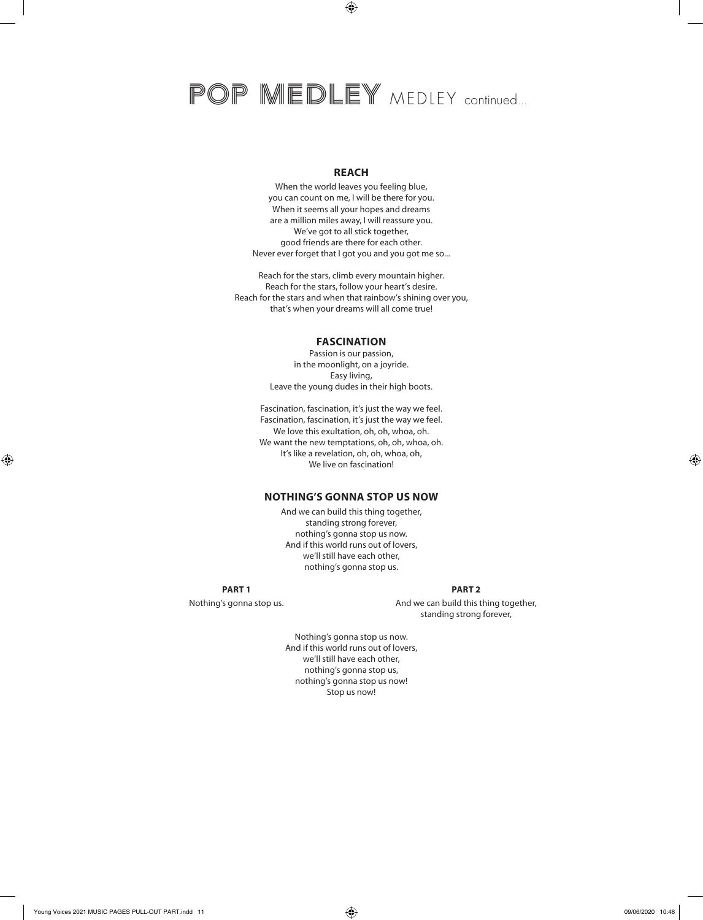# POP MEDLEY MEDLEY continued...

## REACH

When the world leaves you feeling blue,
you can count on me, I will be there for you.
When it seems all your hopes and dreams
are a million miles away, I will reassure you.
We've got to all stick together,
good friends are there for each other.
Never ever forget that I got you and you got me so...

Reach for the stars, climb every mountain higher.
Reach for the stars, follow your heart's desire.
Reach for the stars and when that rainbow's shining over you,
that's when your dreams will all come true!

## FASCINATION

Passion is our passion,
in the moonlight, on a joyride.
Easy living,
Leave the young dudes in their high boots.

Fascination, fascination, it's just the way we feel.
Fascination, fascination, it's just the way we feel.
We love this exultation, oh, oh, whoa, oh.
We want the new temptations, oh, oh, whoa, oh.
It's like a revelation, oh, oh, whoa, oh,
We live on fascination!

## NOTHING'S GONNA STOP US NOW

And we can build this thing together,
standing strong forever,
nothing's gonna stop us now.
And if this world runs out of lovers,
we'll still have each other,
nothing's gonna stop us.

**PART 1**

Nothing's gonna stop us.

**PART 2**

And we can build this thing together,
standing strong forever,

Nothing's gonna stop us now.
And if this world runs out of lovers,
we'll still have each other,
nothing's gonna stop us,
nothing's gonna stop us now!
Stop us now!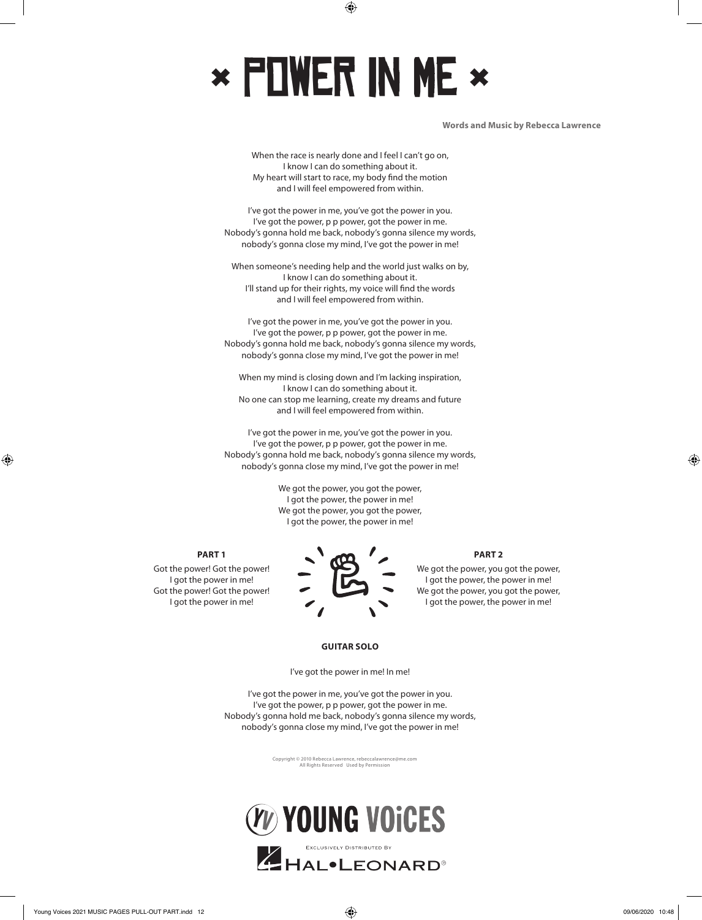# × POWER IN ME ×

**Words and Music by Rebecca Lawrence**

When the race is nearly done and I feel I can't go on,
I know I can do something about it.
My heart will start to race, my body find the motion
and I will feel empowered from within.

I've got the power in me, you've got the power in you.
I've got the power, p p power, got the power in me.
Nobody's gonna hold me back, nobody's gonna silence my words,
nobody's gonna close my mind, I've got the power in me!

When someone's needing help and the world just walks on by,
I know I can do something about it.
I'll stand up for their rights, my voice will find the words
and I will feel empowered from within.

I've got the power in me, you've got the power in you.
I've got the power, p p power, got the power in me.
Nobody's gonna hold me back, nobody's gonna silence my words,
nobody's gonna close my mind, I've got the power in me!

When my mind is closing down and I'm lacking inspiration,
I know I can do something about it.
No one can stop me learning, create my dreams and future
and I will feel empowered from within.

I've got the power in me, you've got the power in you.
I've got the power, p p power, got the power in me.
Nobody's gonna hold me back, nobody's gonna silence my words,
nobody's gonna close my mind, I've got the power in me!

We got the power, you got the power,
I got the power, the power in me!
We got the power, you got the power,
I got the power, the power in me!

**PART 1**

Got the power! Got the power!
I got the power in me!
Got the power! Got the power!
I got the power in me!

**PART 2**

We got the power, you got the power,
I got the power, the power in me!
We got the power, you got the power,
I got the power, the power in me!

**GUITAR SOLO**

I've got the power in me! In me!

I've got the power in me, you've got the power in you.
I've got the power, p p power, got the power in me.
Nobody's gonna hold me back, nobody's gonna silence my words,
nobody's gonna close my mind, I've got the power in me!

Copyright © 2010 Rebecca Lawrence, rebeccalawrence@me.com
All Rights Reserved Used by Permission

YOUNG VOiCES

Exclusively Distributed By HAL•LEONARD®